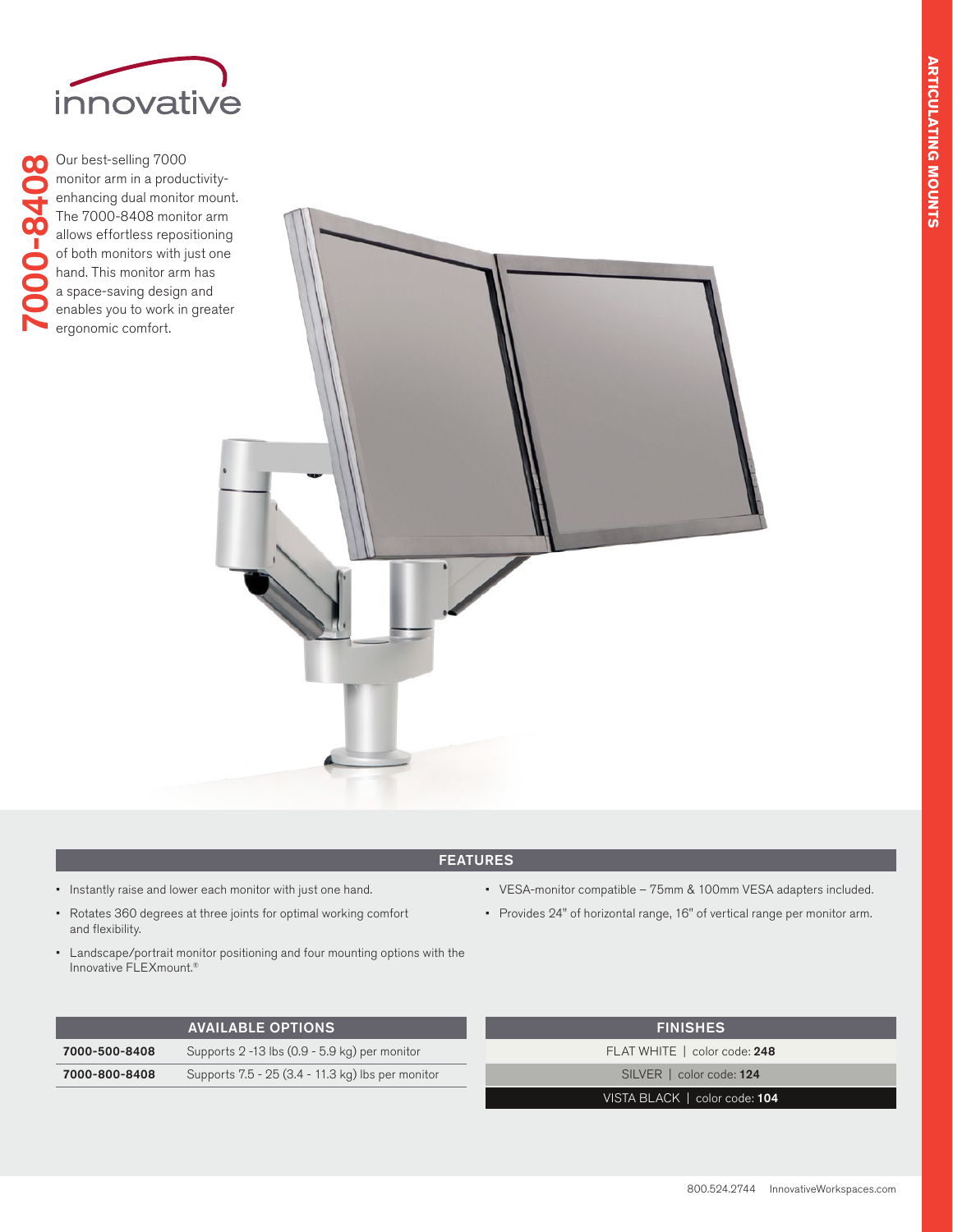innovative

# 7000-8408

Our best-selling 7000 monitor arm in a productivity-enhancing dual monitor mount. The 7000-8408 monitor arm allows effortless repositioning of both monitors with just one hand. This monitor arm has a space-saving design and enables you to work in greater ergonomic comfort.

ARTICULATING MOUNTS

## FEATURES

- Instantly raise and lower each monitor with just one hand.
- Rotates 360 degrees at three joints for optimal working comfort and flexibility.
- Landscape/portrait monitor positioning and four mounting options with the Innovative FLEXmount.®
- VESA-monitor compatible – 75mm & 100mm VESA adapters included.
- Provides 24" of horizontal range, 16" of vertical range per monitor arm.

## AVAILABLE OPTIONS

| | |
|---|---|
| **7000-500-8408** | Supports 2 -13 lbs (0.9 - 5.9 kg) per monitor |
| **7000-800-8408** | Supports 7.5 - 25 (3.4 - 11.3 kg) lbs per monitor |

## FINISHES

| |
|---|
| FLAT WHITE \| color code: **248** |
| SILVER \| color code: **124** |
| VISTA BLACK \| color code: **104** |

800.524.2744 InnovativeWorkspaces.com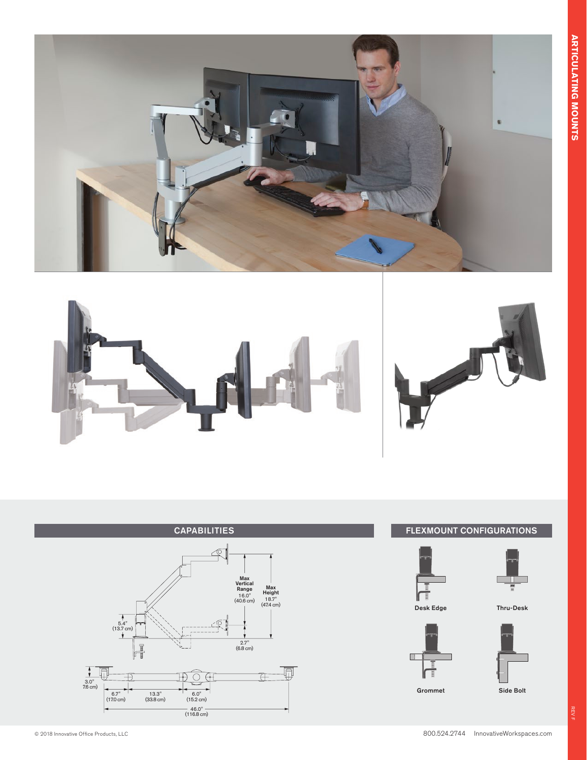## CAPABILITIES

Max Vertical Range
16.0"
(40.6 cm)

Max Height
18.7"
(47.4 cm)

5.4"
(13.7 cm)

2.7"
(6.8 cm)

3.0"
7.6 cm)

6.7"
(17.0 cm)

13.3"
(33.8 cm)

6.0"
(15.2 cm)

46.0"
(116.8 cm)

## FLEXMOUNT CONFIGURATIONS

Desk Edge

Thru-Desk

Grommet

Side Bolt

© 2018 Innovative Office Products, LLC

800.524.2744 InnovativeWorkspaces.com